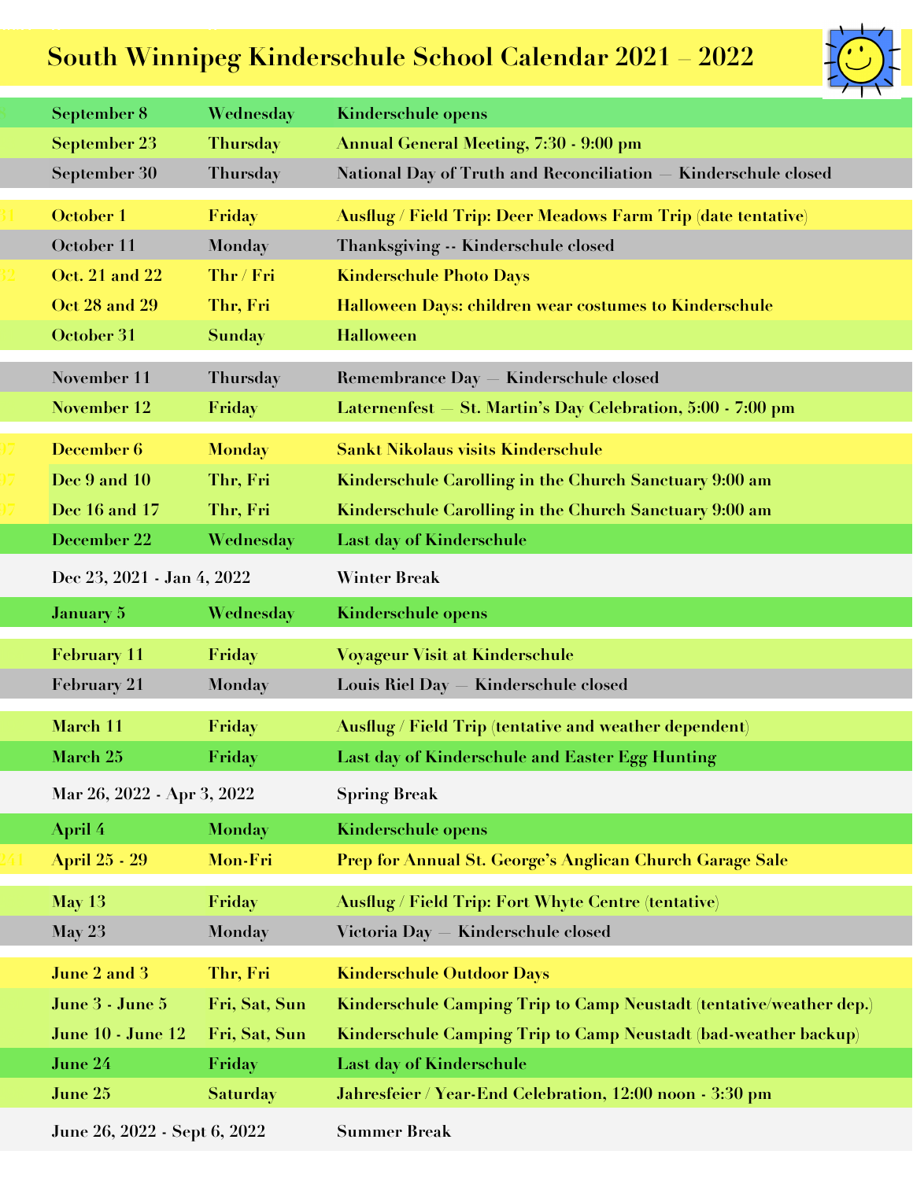# South Winnipeg Kinderschule School Calendar 2021 – 2022

| Date | Day | Event |
|---|---|---|
| September 8 | Wednesday | Kinderschule opens |
| September 23 | Thursday | Annual General Meeting, 7:30 - 9:00 pm |
| September 30 | Thursday | National Day of Truth and Reconciliation — Kinderschule closed |
| October 1 | Friday | Ausflug / Field Trip: Deer Meadows Farm Trip (date tentative) |
| October 11 | Monday | Thanksgiving -- Kinderschule closed |
| Oct. 21 and 22 | Thr / Fri | Kinderschule Photo Days |
| Oct 28 and 29 | Thr, Fri | Halloween Days: children wear costumes to Kinderschule |
| October 31 | Sunday | Halloween |
| November 11 | Thursday | Remembrance Day — Kinderschule closed |
| November 12 | Friday | Laternenfest — St. Martin's Day Celebration, 5:00 - 7:00 pm |
| December 6 | Monday | Sankt Nikolaus visits Kinderschule |
| Dec 9 and 10 | Thr, Fri | Kinderschule Carolling in the Church Sanctuary 9:00 am |
| Dec 16 and 17 | Thr, Fri | Kinderschule Carolling in the Church Sanctuary 9:00 am |
| December 22 | Wednesday | Last day of Kinderschule |
| Dec 23, 2021 - Jan 4, 2022 | | Winter Break |
| January 5 | Wednesday | Kinderschule opens |
| February 11 | Friday | Voyageur Visit at Kinderschule |
| February 21 | Monday | Louis Riel Day — Kinderschule closed |
| March 11 | Friday | Ausflug / Field Trip (tentative and weather dependent) |
| March 25 | Friday | Last day of Kinderschule and Easter Egg Hunting |
| Mar 26, 2022 - Apr 3, 2022 | | Spring Break |
| April 4 | Monday | Kinderschule opens |
| April 25 - 29 | Mon-Fri | Prep for Annual St. George's Anglican Church Garage Sale |
| May 13 | Friday | Ausflug / Field Trip: Fort Whyte Centre (tentative) |
| May 23 | Monday | Victoria Day — Kinderschule closed |
| June 2 and 3 | Thr, Fri | Kinderschule Outdoor Days |
| June 3 - June 5 | Fri, Sat, Sun | Kinderschule Camping Trip to Camp Neustadt (tentative/weather dep.) |
| June 10 - June 12 | Fri, Sat, Sun | Kinderschule Camping Trip to Camp Neustadt (bad-weather backup) |
| June 24 | Friday | Last day of Kinderschule |
| June 25 | Saturday | Jahresfeier / Year-End Celebration, 12:00 noon - 3:30 pm |
| June 26, 2022 - Sept 6, 2022 | | Summer Break |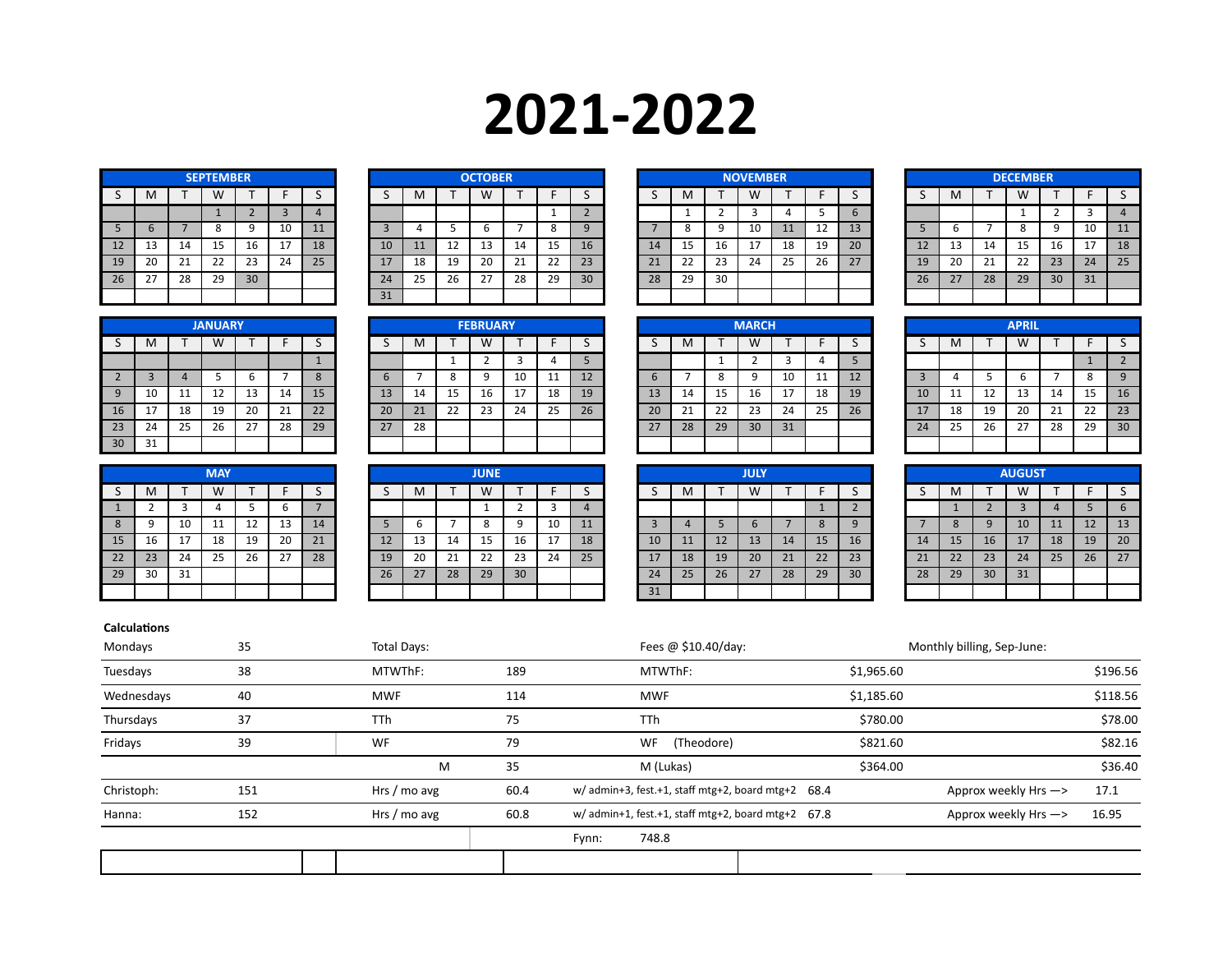# 2021-2022

**SEPTEMBER**

| S | M | T | W | T | F | S |
|---|---|---|---|---|---|---|
| | | | 1 | 2 | 3 | 4 |
| 5 | 6 | 7 | 8 | 9 | 10 | 11 |
| 12 | 13 | 14 | 15 | 16 | 17 | 18 |
| 19 | 20 | 21 | 22 | 23 | 24 | 25 |
| 26 | 27 | 28 | 29 | 30 | | |

**OCTOBER**

| S | M | T | W | T | F | S |
|---|---|---|---|---|---|---|
| | | | | | 1 | 2 |
| 3 | 4 | 5 | 6 | 7 | 8 | 9 |
| 10 | 11 | 12 | 13 | 14 | 15 | 16 |
| 17 | 18 | 19 | 20 | 21 | 22 | 23 |
| 24 | 25 | 26 | 27 | 28 | 29 | 30 |
| 31 | | | | | | |

**NOVEMBER**

| S | M | T | W | T | F | S |
|---|---|---|---|---|---|---|
| | 1 | 2 | 3 | 4 | 5 | 6 |
| 7 | 8 | 9 | 10 | 11 | 12 | 13 |
| 14 | 15 | 16 | 17 | 18 | 19 | 20 |
| 21 | 22 | 23 | 24 | 25 | 26 | 27 |
| 28 | 29 | 30 | | | | |

**DECEMBER**

| S | M | T | W | T | F | S |
|---|---|---|---|---|---|---|
| | | | 1 | 2 | 3 | 4 |
| 5 | 6 | 7 | 8 | 9 | 10 | 11 |
| 12 | 13 | 14 | 15 | 16 | 17 | 18 |
| 19 | 20 | 21 | 22 | 23 | 24 | 25 |
| 26 | 27 | 28 | 29 | 30 | 31 | |

**JANUARY**

| S | M | T | W | T | F | S |
|---|---|---|---|---|---|---|
| | | | | | | 1 |
| 2 | 3 | 4 | 5 | 6 | 7 | 8 |
| 9 | 10 | 11 | 12 | 13 | 14 | 15 |
| 16 | 17 | 18 | 19 | 20 | 21 | 22 |
| 23 | 24 | 25 | 26 | 27 | 28 | 29 |
| 30 | 31 | | | | | |

**FEBRUARY**

| S | M | T | W | T | F | S |
|---|---|---|---|---|---|---|
| | | 1 | 2 | 3 | 4 | 5 |
| 6 | 7 | 8 | 9 | 10 | 11 | 12 |
| 13 | 14 | 15 | 16 | 17 | 18 | 19 |
| 20 | 21 | 22 | 23 | 24 | 25 | 26 |
| 27 | 28 | | | | | |

**MARCH**

| S | M | T | W | T | F | S |
|---|---|---|---|---|---|---|
| | | 1 | 2 | 3 | 4 | 5 |
| 6 | 7 | 8 | 9 | 10 | 11 | 12 |
| 13 | 14 | 15 | 16 | 17 | 18 | 19 |
| 20 | 21 | 22 | 23 | 24 | 25 | 26 |
| 27 | 28 | 29 | 30 | 31 | | |

**APRIL**

| S | M | T | W | T | F | S |
|---|---|---|---|---|---|---|
| | | | | | 1 | 2 |
| 3 | 4 | 5 | 6 | 7 | 8 | 9 |
| 10 | 11 | 12 | 13 | 14 | 15 | 16 |
| 17 | 18 | 19 | 20 | 21 | 22 | 23 |
| 24 | 25 | 26 | 27 | 28 | 29 | 30 |

**MAY**

| S | M | T | W | T | F | S |
|---|---|---|---|---|---|---|
| 1 | 2 | 3 | 4 | 5 | 6 | 7 |
| 8 | 9 | 10 | 11 | 12 | 13 | 14 |
| 15 | 16 | 17 | 18 | 19 | 20 | 21 |
| 22 | 23 | 24 | 25 | 26 | 27 | 28 |
| 29 | 30 | 31 | | | | |

**JUNE**

| S | M | T | W | T | F | S |
|---|---|---|---|---|---|---|
| | | | 1 | 2 | 3 | 4 |
| 5 | 6 | 7 | 8 | 9 | 10 | 11 |
| 12 | 13 | 14 | 15 | 16 | 17 | 18 |
| 19 | 20 | 21 | 22 | 23 | 24 | 25 |
| 26 | 27 | 28 | 29 | 30 | | |

**JULY**

| S | M | T | W | T | F | S |
|---|---|---|---|---|---|---|
| | | | | | 1 | 2 |
| 3 | 4 | 5 | 6 | 7 | 8 | 9 |
| 10 | 11 | 12 | 13 | 14 | 15 | 16 |
| 17 | 18 | 19 | 20 | 21 | 22 | 23 |
| 24 | 25 | 26 | 27 | 28 | 29 | 30 |
| 31 | | | | | | |

**AUGUST**

| S | M | T | W | T | F | S |
|---|---|---|---|---|---|---|
| | 1 | 2 | 3 | 4 | 5 | 6 |
| 7 | 8 | 9 | 10 | 11 | 12 | 13 |
| 14 | 15 | 16 | 17 | 18 | 19 | 20 |
| 21 | 22 | 23 | 24 | 25 | 26 | 27 |
| 28 | 29 | 30 | 31 | | | |

**Calculations**

| | | | | | | | |
|---|---|---|---|---|---|---|---|
| Mondays | 35 | Total Days: | | Fees @ $10.40/day: | | Monthly billing, Sep-June: | |
| Tuesdays | 38 | MTWThF: | 189 | MTWThF: | $1,965.60 | | $196.56 |
| Wednesdays | 40 | MWF | 114 | MWF | $1,185.60 | | $118.56 |
| Thursdays | 37 | TTh | 75 | TTh | $780.00 | | $78.00 |
| Fridays | 39 | WF | 79 | WF (Theodore) | $821.60 | | $82.16 |
| | | M | 35 | M (Lukas) | $364.00 | | $36.40 |
| Christoph: | 151 | Hrs / mo avg | 60.4 | w/ admin+3, fest.+1, staff mtg+2, board mtg+2 | 68.4 | Approx weekly Hrs —> | 17.1 |
| Hanna: | 152 | Hrs / mo avg | 60.8 | w/ admin+1, fest.+1, staff mtg+2, board mtg+2 | 67.8 | Approx weekly Hrs —> | 16.95 |
| | | | | Fynn: | 748.8 | | |